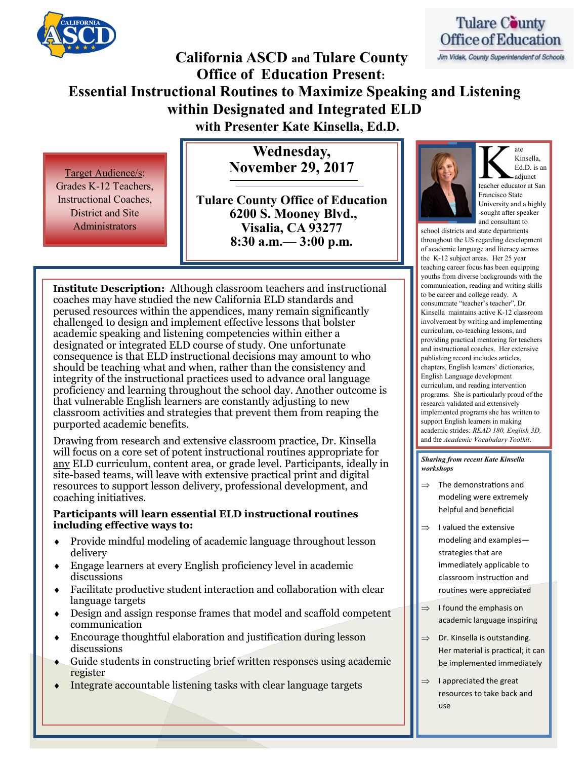California ASCD

Tulare County Office of Education
Jim Vidak, County Superintendent of Schools

# California ASCD and Tulare County Office of Education Present:

# Essential Instructional Routines to Maximize Speaking and Listening within Designated and Integrated ELD

## with Presenter Kate Kinsella, Ed.D.

Target Audience/s: Grades K-12 Teachers, Instructional Coaches, District and Site Administrators

**Wednesday, November 29, 2017**

**Tulare County Office of Education**
**6200 S. Mooney Blvd.,**
**Visalia, CA 93277**
**8:30 a.m.— 3:00 p.m.**

**Institute Description:** Although classroom teachers and instructional coaches may have studied the new California ELD standards and perused resources within the appendices, many remain significantly challenged to design and implement effective lessons that bolster academic speaking and listening competencies within either a designated or integrated ELD course of study. One unfortunate consequence is that ELD instructional decisions may amount to who should be teaching what and when, rather than the consistency and integrity of the instructional practices used to advance oral language proficiency and learning throughout the school day. Another outcome is that vulnerable English learners are constantly adjusting to new classroom activities and strategies that prevent them from reaping the purported academic benefits.

Drawing from research and extensive classroom practice, Dr. Kinsella will focus on a core set of potent instructional routines appropriate for any ELD curriculum, content area, or grade level. Participants, ideally in site-based teams, will leave with extensive practical print and digital resources to support lesson delivery, professional development, and coaching initiatives.

**Participants will learn essential ELD instructional routines including effective ways to:**

- Provide mindful modeling of academic language throughout lesson delivery
- Engage learners at every English proficiency level in academic discussions
- Facilitate productive student interaction and collaboration with clear language targets
- Design and assign response frames that model and scaffold competent communication
- Encourage thoughtful elaboration and justification during lesson discussions
- Guide students in constructing brief written responses using academic register
- Integrate accountable listening tasks with clear language targets

Kate Kinsella, Ed.D. is an adjunct teacher educator at San Francisco State University and a highly-sought after speaker and consultant to school districts and state departments throughout the US regarding development of academic language and literacy across the K-12 subject areas. Her 25 year teaching career focus has been equipping youths from diverse backgrounds with the communication, reading and writing skills to be career and college ready. A consummate "teacher's teacher", Dr. Kinsella maintains active K-12 classroom involvement by writing and implementing curriculum, co-teaching lessons, and providing practical mentoring for teachers and instructional coaches. Her extensive publishing record includes articles, chapters, English learners' dictionaries, English Language development curriculum, and reading intervention programs. She is particularly proud of the research validated and extensively implemented programs she has written to support English learners in making academic strides: *READ 180, English 3D,* and the *Academic Vocabulary Toolkit*.

***Sharing from recent Kate Kinsella workshops***

⇒ The demonstrations and modeling were extremely helpful and beneficial

⇒ I valued the extensive modeling and examples—strategies that are immediately applicable to classroom instruction and routines were appreciated

⇒ I found the emphasis on academic language inspiring

⇒ Dr. Kinsella is outstanding. Her material is practical; it can be implemented immediately

⇒ I appreciated the great resources to take back and use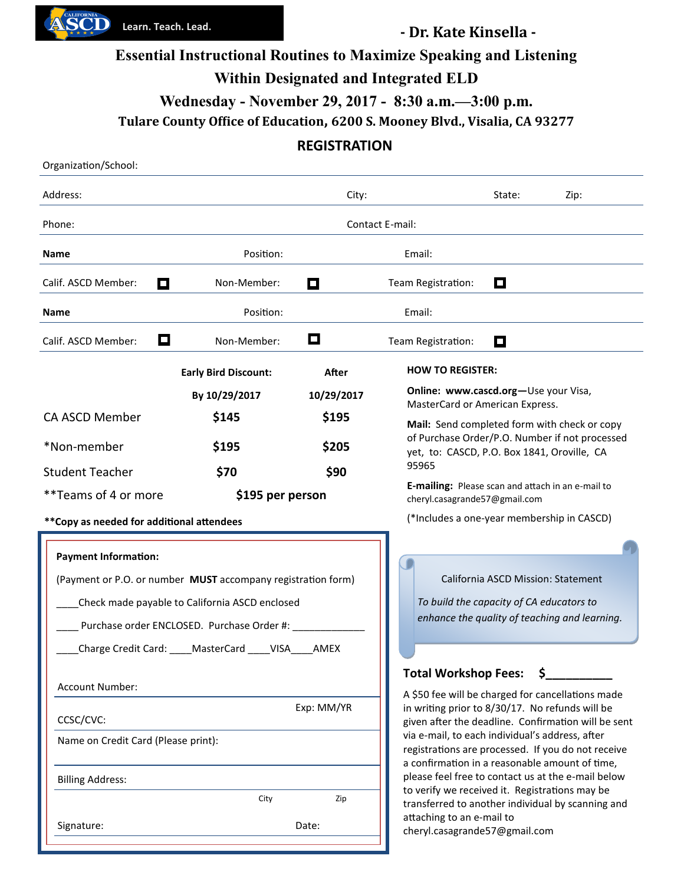California ASCD Learn. Teach. Lead.

**- Dr. Kate Kinsella -**

# Essential Instructional Routines to Maximize Speaking and Listening Within Designated and Integrated ELD

**Wednesday - November 29, 2017 - 8:30 a.m.—3:00 p.m.**

**Tulare County Office of Education, 6200 S. Mooney Blvd., Visalia, CA 93277**

## REGISTRATION

Organization/School:

Address: City: State: Zip:

Phone: Contact E-mail:

**Name** Position: Email:

Calif. ASCD Member: ☐ Non-Member: ☐ Team Registration: ☐

**Name** Position: Email:

Calif. ASCD Member: ☐ Non-Member: ☐ Team Registration: ☐

| | Early Bird Discount: By 10/29/2017 | After 10/29/2017 |
|---|---|---|
| CA ASCD Member | **$145** | **$195** |
| *Non-member | **$195** | **$205** |
| Student Teacher | **$70** | **$90** |
| **Teams of 4 or more | **$195 per person** | |

****Copy as needed for additional attendees**

**HOW TO REGISTER:**

**Online: www.cascd.org—**Use your Visa, MasterCard or American Express.

**Mail:** Send completed form with check or copy of Purchase Order/P.O. Number if not processed yet, to: CASCD, P.O. Box 1841, Oroville, CA 95965

**E-mailing:** Please scan and attach in an e-mail to cheryl.casagrande57@gmail.com

(*Includes a one-year membership in CASCD)

**Payment Information:**

(Payment or P.O. or number **MUST** accompany registration form)

____Check made payable to California ASCD enclosed

____ Purchase order ENCLOSED. Purchase Order #: _____________

____Charge Credit Card: ____MasterCard ____VISA____AMEX

Account Number:

CCSC/CVC: Exp: MM/YR

Name on Credit Card (Please print):

Billing Address:

City Zip

Signature: Date:

California ASCD Mission: Statement

*To build the capacity of CA educators to enhance the quality of teaching and learning.*

**Total Workshop Fees: $__________**

A $50 fee will be charged for cancellations made in writing prior to 8/30/17. No refunds will be given after the deadline. Confirmation will be sent via e-mail, to each individual's address, after registrations are processed. If you do not receive a confirmation in a reasonable amount of time, please feel free to contact us at the e-mail below to verify we received it. Registrations may be transferred to another individual by scanning and attaching to an e-mail to cheryl.casagrande57@gmail.com